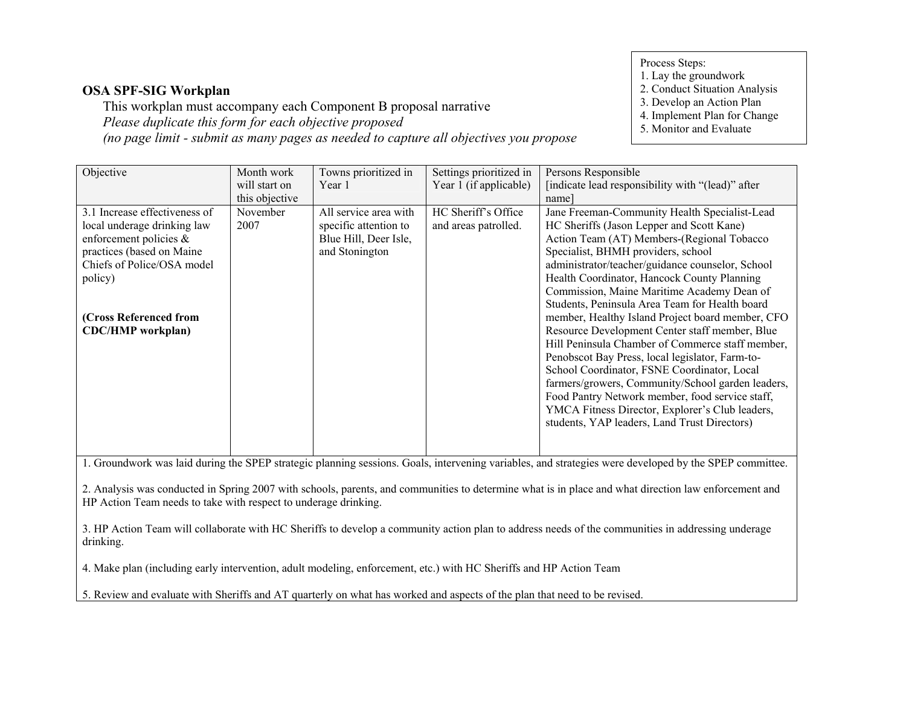Process Steps:
1. Lay the groundwork
2. Conduct Situation Analysis
3. Develop an Action Plan
4. Implement Plan for Change
5. Monitor and Evaluate

## OSA SPF-SIG Workplan

This workplan must accompany each Component B proposal narrative

*Please duplicate this form for each objective proposed*

*(no page limit - submit as many pages as needed to capture all objectives you propose*

| Objective | Month work will start on this objective | Towns prioritized in Year 1 | Settings prioritized in Year 1 (if applicable) | Persons Responsible [indicate lead responsibility with "(lead)" after name] |
|---|---|---|---|---|
| 3.1 Increase effectiveness of local underage drinking law enforcement policies & practices (based on Maine Chiefs of Police/OSA model policy)<br><br>**(Cross Referenced from CDC/HMP workplan)** | November 2007 | All service area with specific attention to Blue Hill, Deer Isle, and Stonington | HC Sheriff's Office and areas patrolled. | Jane Freeman-Community Health Specialist-Lead<br>HC Sheriffs (Jason Lepper and Scott Kane)<br>Action Team (AT) Members-(Regional Tobacco Specialist, BHMH providers, school administrator/teacher/guidance counselor, School Health Coordinator, Hancock County Planning Commission, Maine Maritime Academy Dean of Students, Peninsula Area Team for Health board member, Healthy Island Project board member, CFO Resource Development Center staff member, Blue Hill Peninsula Chamber of Commerce staff member, Penobscot Bay Press, local legislator, Farm-to-School Coordinator, FSNE Coordinator, Local farmers/growers, Community/School garden leaders, Food Pantry Network member, food service staff, YMCA Fitness Director, Explorer's Club leaders, students, YAP leaders, Land Trust Directors) |

1. Groundwork was laid during the SPEP strategic planning sessions. Goals, intervening variables, and strategies were developed by the SPEP committee.

2. Analysis was conducted in Spring 2007 with schools, parents, and communities to determine what is in place and what direction law enforcement and HP Action Team needs to take with respect to underage drinking.

3. HP Action Team will collaborate with HC Sheriffs to develop a community action plan to address needs of the communities in addressing underage drinking.

4. Make plan (including early intervention, adult modeling, enforcement, etc.) with HC Sheriffs and HP Action Team

5. Review and evaluate with Sheriffs and AT quarterly on what has worked and aspects of the plan that need to be revised.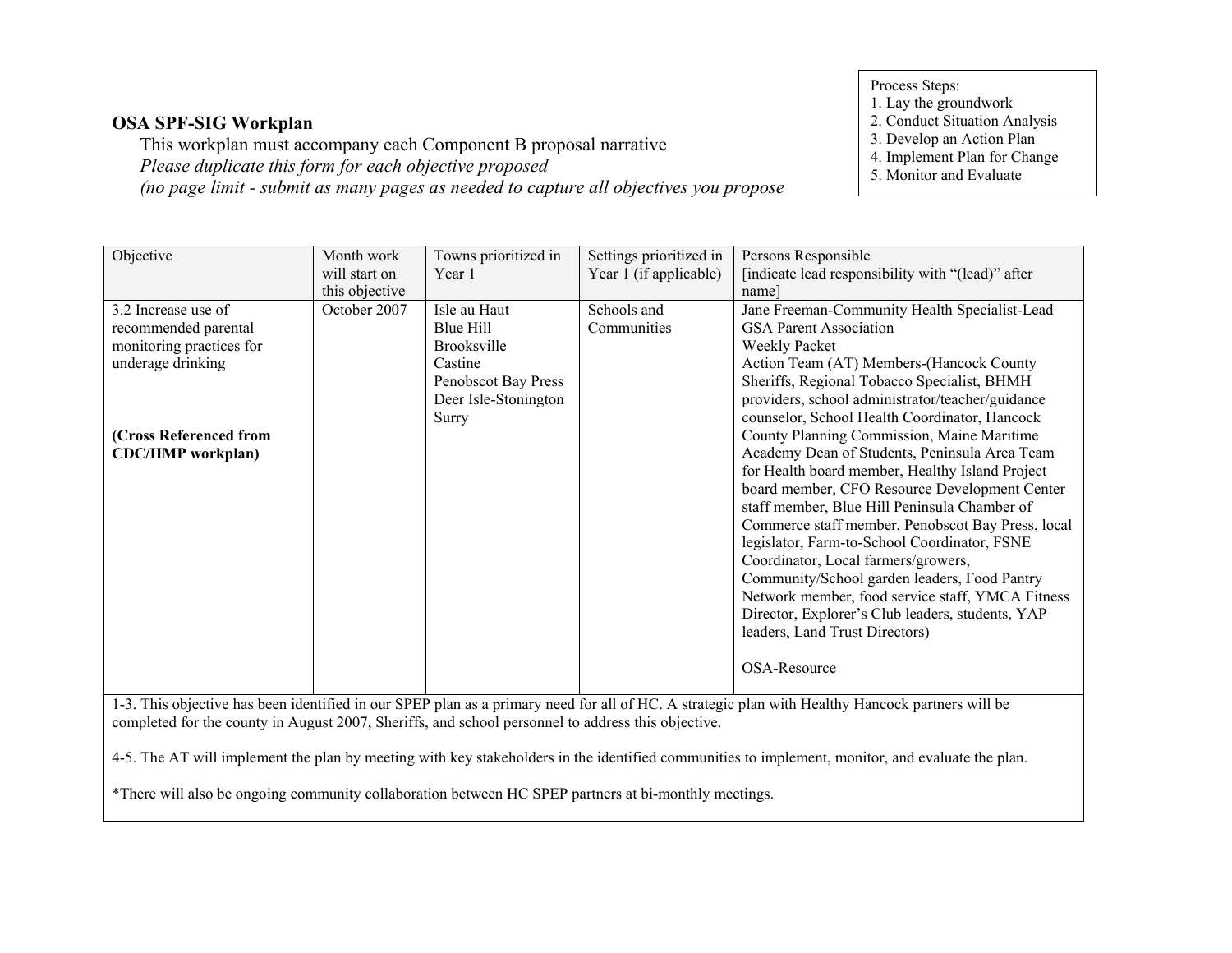**OSA SPF-SIG Workplan**

This workplan must accompany each Component B proposal narrative

*Please duplicate this form for each objective proposed*

*(no page limit - submit as many pages as needed to capture all objectives you propose*

Process Steps:
1. Lay the groundwork
2. Conduct Situation Analysis
3. Develop an Action Plan
4. Implement Plan for Change
5. Monitor and Evaluate

| Objective | Month work will start on this objective | Towns prioritized in Year 1 | Settings prioritized in Year 1 (if applicable) | Persons Responsible [indicate lead responsibility with "(lead)" after name] |
|---|---|---|---|---|
| 3.2 Increase use of recommended parental monitoring practices for underage drinking<br><br>**(Cross Referenced from CDC/HMP workplan)** | October 2007 | Isle au Haut<br>Blue Hill<br>Brooksville<br>Castine<br>Penobscot Bay Press<br>Deer Isle-Stonington<br>Surry | Schools and Communities | Jane Freeman-Community Health Specialist-Lead<br>GSA Parent Association<br>Weekly Packet<br>Action Team (AT) Members-(Hancock County Sheriffs, Regional Tobacco Specialist, BHMH providers, school administrator/teacher/guidance counselor, School Health Coordinator, Hancock County Planning Commission, Maine Maritime Academy Dean of Students, Peninsula Area Team for Health board member, Healthy Island Project board member, CFO Resource Development Center staff member, Blue Hill Peninsula Chamber of Commerce staff member, Penobscot Bay Press, local legislator, Farm-to-School Coordinator, FSNE Coordinator, Local farmers/growers, Community/School garden leaders, Food Pantry Network member, food service staff, YMCA Fitness Director, Explorer's Club leaders, students, YAP leaders, Land Trust Directors)<br><br>OSA-Resource |
| 1-3. This objective has been identified in our SPEP plan as a primary need for all of HC. A strategic plan with Healthy Hancock partners will be completed for the county in August 2007, Sheriffs, and school personnel to address this objective.<br><br>4-5. The AT will implement the plan by meeting with key stakeholders in the identified communities to implement, monitor, and evaluate the plan.<br><br>*There will also be ongoing community collaboration between HC SPEP partners at bi-monthly meetings. | | | | |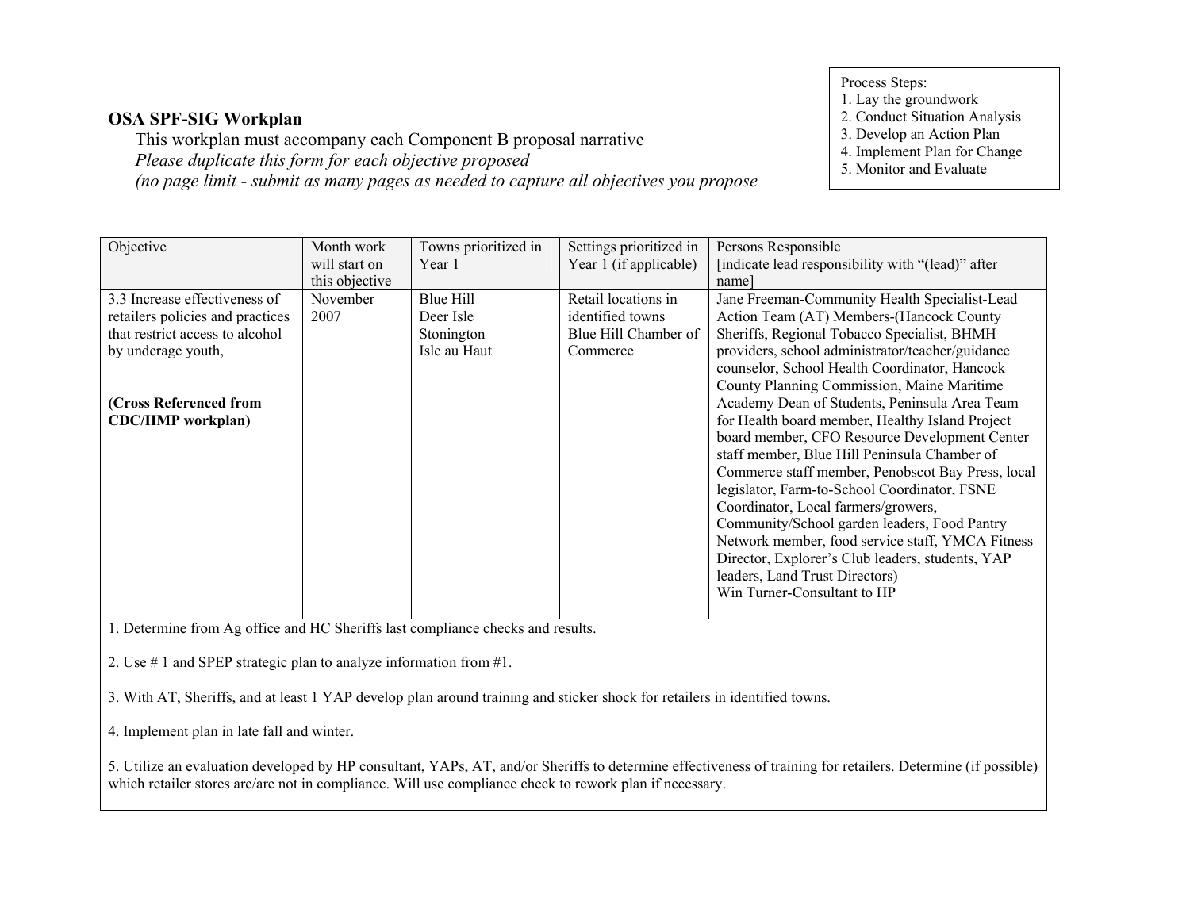Process Steps:
1. Lay the groundwork
2. Conduct Situation Analysis
3. Develop an Action Plan
4. Implement Plan for Change
5. Monitor and Evaluate

## OSA SPF-SIG Workplan

This workplan must accompany each Component B proposal narrative

*Please duplicate this form for each objective proposed*

*(no page limit - submit as many pages as needed to capture all objectives you propose*

| Objective | Month work will start on this objective | Towns prioritized in Year 1 | Settings prioritized in Year 1 (if applicable) | Persons Responsible [indicate lead responsibility with "(lead)" after name] |
|---|---|---|---|---|
| 3.3 Increase effectiveness of retailers policies and practices that restrict access to alcohol by underage youth,<br><br>**(Cross Referenced from CDC/HMP workplan)** | November 2007 | Blue Hill<br>Deer Isle<br>Stonington<br>Isle au Haut | Retail locations in identified towns<br>Blue Hill Chamber of Commerce | Jane Freeman-Community Health Specialist-Lead<br>Action Team (AT) Members-(Hancock County Sheriffs, Regional Tobacco Specialist, BHMH providers, school administrator/teacher/guidance counselor, School Health Coordinator, Hancock County Planning Commission, Maine Maritime Academy Dean of Students, Peninsula Area Team for Health board member, Healthy Island Project board member, CFO Resource Development Center staff member, Blue Hill Peninsula Chamber of Commerce staff member, Penobscot Bay Press, local legislator, Farm-to-School Coordinator, FSNE Coordinator, Local farmers/growers, Community/School garden leaders, Food Pantry Network member, food service staff, YMCA Fitness Director, Explorer's Club leaders, students, YAP leaders, Land Trust Directors)<br>Win Turner-Consultant to HP |

1. Determine from Ag office and HC Sheriffs last compliance checks and results.

2. Use # 1 and SPEP strategic plan to analyze information from #1.

3. With AT, Sheriffs, and at least 1 YAP develop plan around training and sticker shock for retailers in identified towns.

4. Implement plan in late fall and winter.

5. Utilize an evaluation developed by HP consultant, YAPs, AT, and/or Sheriffs to determine effectiveness of training for retailers. Determine (if possible) which retailer stores are/are not in compliance. Will use compliance check to rework plan if necessary.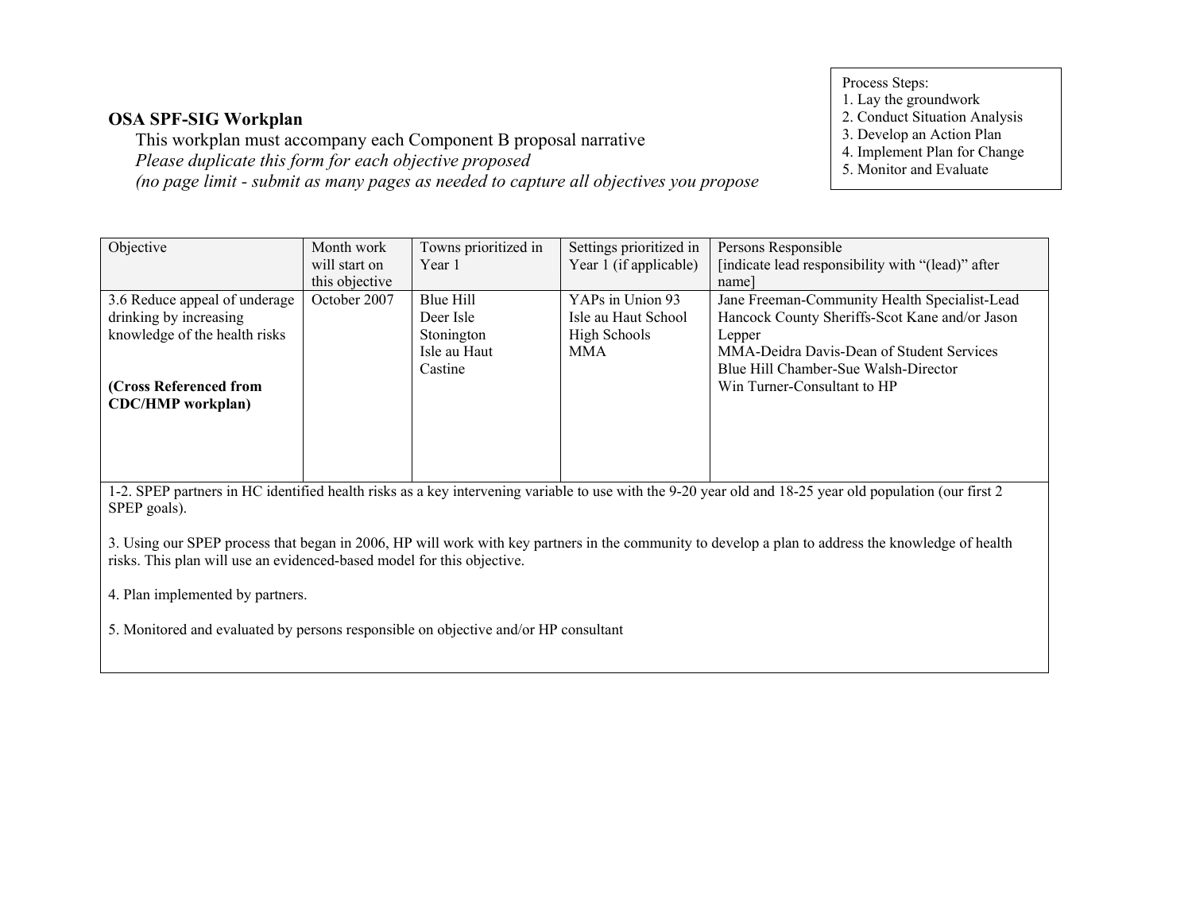## OSA SPF-SIG Workplan

This workplan must accompany each Component B proposal narrative

*Please duplicate this form for each objective proposed*

*(no page limit - submit as many pages as needed to capture all objectives you propose*

Process Steps:
1. Lay the groundwork
2. Conduct Situation Analysis
3. Develop an Action Plan
4. Implement Plan for Change
5. Monitor and Evaluate

| Objective | Month work will start on this objective | Towns prioritized in Year 1 | Settings prioritized in Year 1 (if applicable) | Persons Responsible [indicate lead responsibility with "(lead)" after name] |
|---|---|---|---|---|
| 3.6 Reduce appeal of underage drinking by increasing knowledge of the health risks<br><br>**(Cross Referenced from CDC/HMP workplan)** | October 2007 | Blue Hill<br>Deer Isle<br>Stonington<br>Isle au Haut<br>Castine | YAPs in Union 93<br>Isle au Haut School<br>High Schools<br>MMA | Jane Freeman-Community Health Specialist-Lead<br>Hancock County Sheriffs-Scot Kane and/or Jason Lepper<br>MMA-Deidra Davis-Dean of Student Services<br>Blue Hill Chamber-Sue Walsh-Director<br>Win Turner-Consultant to HP |

1-2. SPEP partners in HC identified health risks as a key intervening variable to use with the 9-20 year old and 18-25 year old population (our first 2 SPEP goals).

3. Using our SPEP process that began in 2006, HP will work with key partners in the community to develop a plan to address the knowledge of health risks. This plan will use an evidenced-based model for this objective.

4. Plan implemented by partners.

5. Monitored and evaluated by persons responsible on objective and/or HP consultant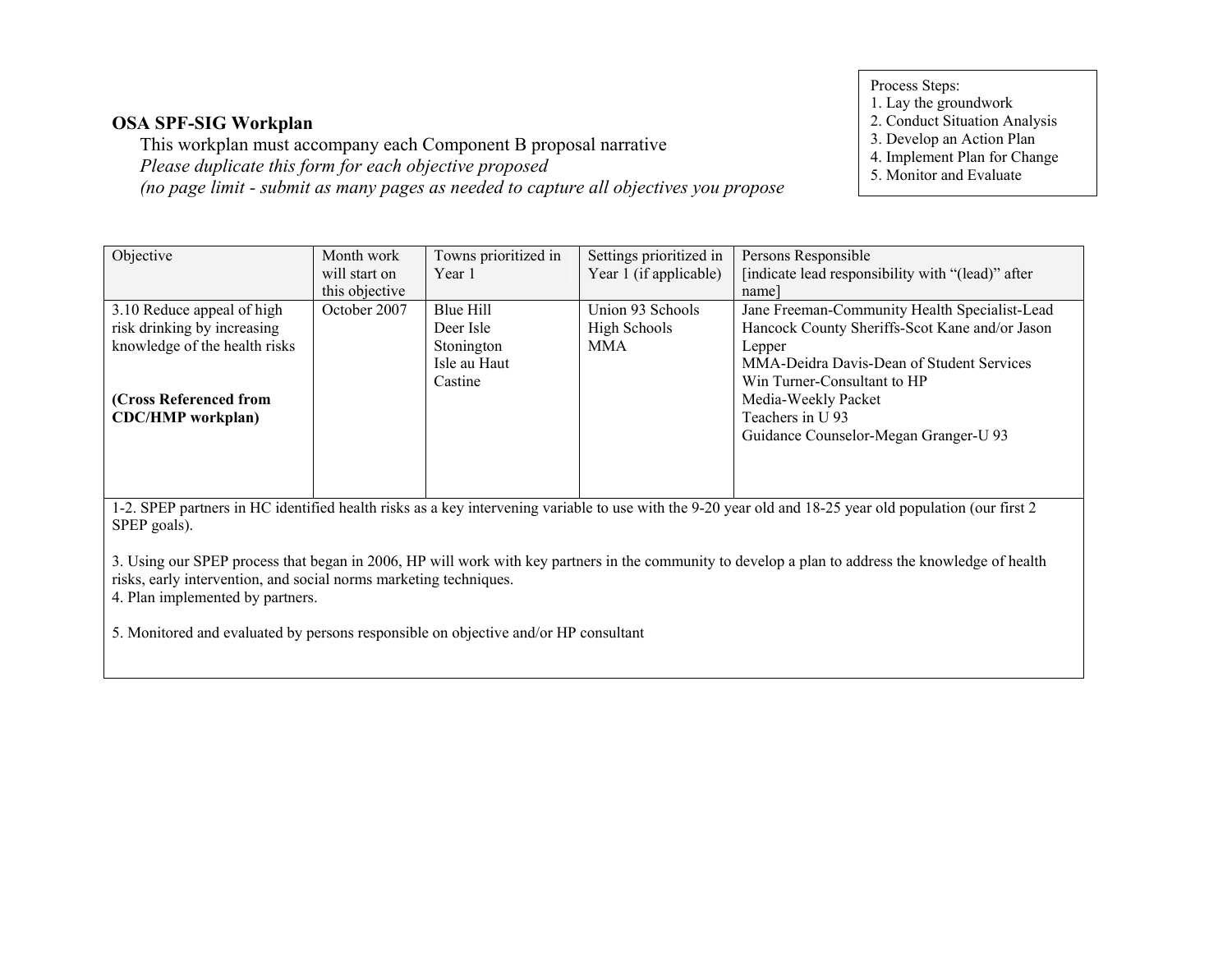Process Steps:
1. Lay the groundwork
2. Conduct Situation Analysis
3. Develop an Action Plan
4. Implement Plan for Change
5. Monitor and Evaluate

## OSA SPF-SIG Workplan

This workplan must accompany each Component B proposal narrative
*Please duplicate this form for each objective proposed*
*(no page limit - submit as many pages as needed to capture all objectives you propose*

| Objective | Month work will start on this objective | Towns prioritized in Year 1 | Settings prioritized in Year 1 (if applicable) | Persons Responsible [indicate lead responsibility with "(lead)" after name] |
|---|---|---|---|---|
| 3.10 Reduce appeal of high risk drinking by increasing knowledge of the health risks<br><br>**(Cross Referenced from CDC/HMP workplan)** | October 2007 | Blue Hill<br>Deer Isle<br>Stonington<br>Isle au Haut<br>Castine | Union 93 Schools<br>High Schools<br>MMA | Jane Freeman-Community Health Specialist-Lead<br>Hancock County Sheriffs-Scot Kane and/or Jason Lepper<br>MMA-Deidra Davis-Dean of Student Services<br>Win Turner-Consultant to HP<br>Media-Weekly Packet<br>Teachers in U 93<br>Guidance Counselor-Megan Granger-U 93 |
| 1-2. SPEP partners in HC identified health risks as a key intervening variable to use with the 9-20 year old and 18-25 year old population (our first 2 SPEP goals).<br><br>3. Using our SPEP process that began in 2006, HP will work with key partners in the community to develop a plan to address the knowledge of health risks, early intervention, and social norms marketing techniques.<br>4. Plan implemented by partners.<br><br>5. Monitored and evaluated by persons responsible on objective and/or HP consultant | | | | |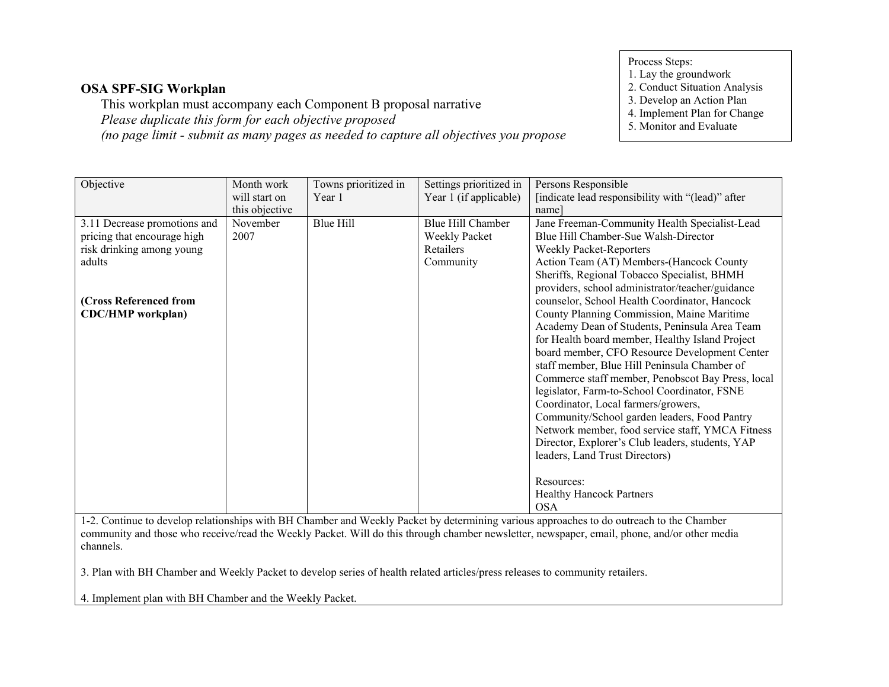## OSA SPF-SIG Workplan

This workplan must accompany each Component B proposal narrative

*Please duplicate this form for each objective proposed*

*(no page limit - submit as many pages as needed to capture all objectives you propose*

Process Steps:
1. Lay the groundwork
2. Conduct Situation Analysis
3. Develop an Action Plan
4. Implement Plan for Change
5. Monitor and Evaluate

| Objective | Month work will start on this objective | Towns prioritized in Year 1 | Settings prioritized in Year 1 (if applicable) | Persons Responsible [indicate lead responsibility with "(lead)" after name] |
|---|---|---|---|---|
| 3.11 Decrease promotions and pricing that encourage high risk drinking among young adults<br><br>**(Cross Referenced from CDC/HMP workplan)** | November 2007 | Blue Hill | Blue Hill Chamber<br>Weekly Packet<br>Retailers<br>Community | Jane Freeman-Community Health Specialist-Lead<br>Blue Hill Chamber-Sue Walsh-Director<br>Weekly Packet-Reporters<br>Action Team (AT) Members-(Hancock County Sheriffs, Regional Tobacco Specialist, BHMH providers, school administrator/teacher/guidance counselor, School Health Coordinator, Hancock County Planning Commission, Maine Maritime Academy Dean of Students, Peninsula Area Team for Health board member, Healthy Island Project board member, CFO Resource Development Center staff member, Blue Hill Peninsula Chamber of Commerce staff member, Penobscot Bay Press, local legislator, Farm-to-School Coordinator, FSNE Coordinator, Local farmers/growers, Community/School garden leaders, Food Pantry Network member, food service staff, YMCA Fitness Director, Explorer's Club leaders, students, YAP leaders, Land Trust Directors)<br><br>Resources:<br>Healthy Hancock Partners<br>OSA |

1-2. Continue to develop relationships with BH Chamber and Weekly Packet by determining various approaches to do outreach to the Chamber community and those who receive/read the Weekly Packet. Will do this through chamber newsletter, newspaper, email, phone, and/or other media channels.

3. Plan with BH Chamber and Weekly Packet to develop series of health related articles/press releases to community retailers.

4. Implement plan with BH Chamber and the Weekly Packet.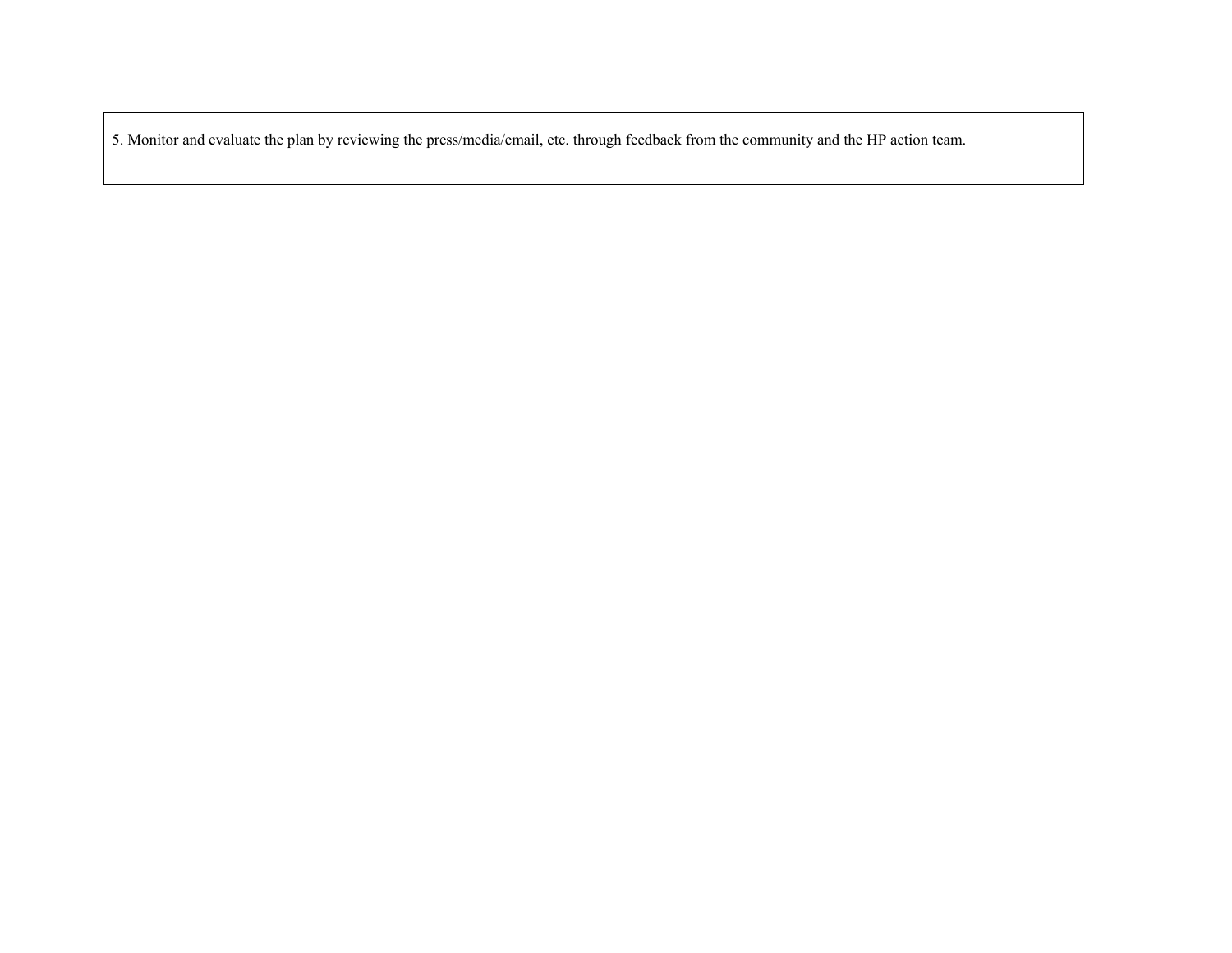| |
|---|
| 5. Monitor and evaluate the plan by reviewing the press/media/email, etc. through feedback from the community and the HP action team. |